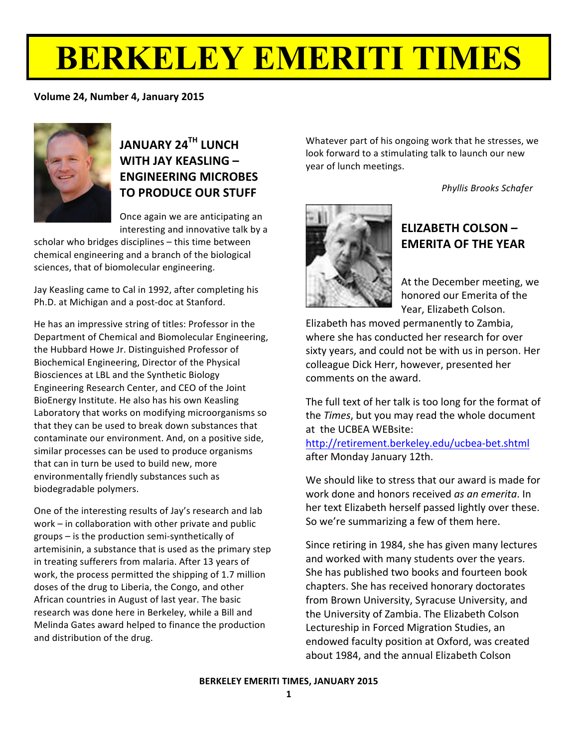# BERKELEY EMERITI TIMES

**Volume 24, Number 4, January 2015**

## JANUARY 24TH LUNCH WITH JAY KEASLING – ENGINEERING MICROBES TO PRODUCE OUR STUFF

Once again we are anticipating an interesting and innovative talk by a scholar who bridges disciplines – this time between chemical engineering and a branch of the biological sciences, that of biomolecular engineering.

Jay Keasling came to Cal in 1992, after completing his Ph.D. at Michigan and a post-doc at Stanford.

He has an impressive string of titles: Professor in the Department of Chemical and Biomolecular Engineering, the Hubbard Howe Jr. Distinguished Professor of Biochemical Engineering, Director of the Physical Biosciences at LBL and the Synthetic Biology Engineering Research Center, and CEO of the Joint BioEnergy Institute. He also has his own Keasling Laboratory that works on modifying microorganisms so that they can be used to break down substances that contaminate our environment. And, on a positive side, similar processes can be used to produce organisms that can in turn be used to build new, more environmentally friendly substances such as biodegradable polymers.

One of the interesting results of Jay's research and lab work – in collaboration with other private and public groups – is the production semi-synthetically of artemisinin, a substance that is used as the primary step in treating sufferers from malaria. After 13 years of work, the process permitted the shipping of 1.7 million doses of the drug to Liberia, the Congo, and other African countries in August of last year. The basic research was done here in Berkeley, while a Bill and Melinda Gates award helped to finance the production and distribution of the drug.

Whatever part of his ongoing work that he stresses, we look forward to a stimulating talk to launch our new year of lunch meetings.

*Phyllis Brooks Schafer*

## ELIZABETH COLSON – EMERITA OF THE YEAR

At the December meeting, we honored our Emerita of the Year, Elizabeth Colson. Elizabeth has moved permanently to Zambia, where she has conducted her research for over sixty years, and could not be with us in person. Her colleague Dick Herr, however, presented her comments on the award.

The full text of her talk is too long for the format of the *Times*, but you may read the whole document at the UCBEA WEBsite: http://retirement.berkeley.edu/ucbea-bet.shtml after Monday January 12th.

We should like to stress that our award is made for work done and honors received *as an emerita*. In her text Elizabeth herself passed lightly over these. So we're summarizing a few of them here.

Since retiring in 1984, she has given many lectures and worked with many students over the years. She has published two books and fourteen book chapters. She has received honorary doctorates from Brown University, Syracuse University, and the University of Zambia. The Elizabeth Colson Lectureship in Forced Migration Studies, an endowed faculty position at Oxford, was created about 1984, and the annual Elizabeth Colson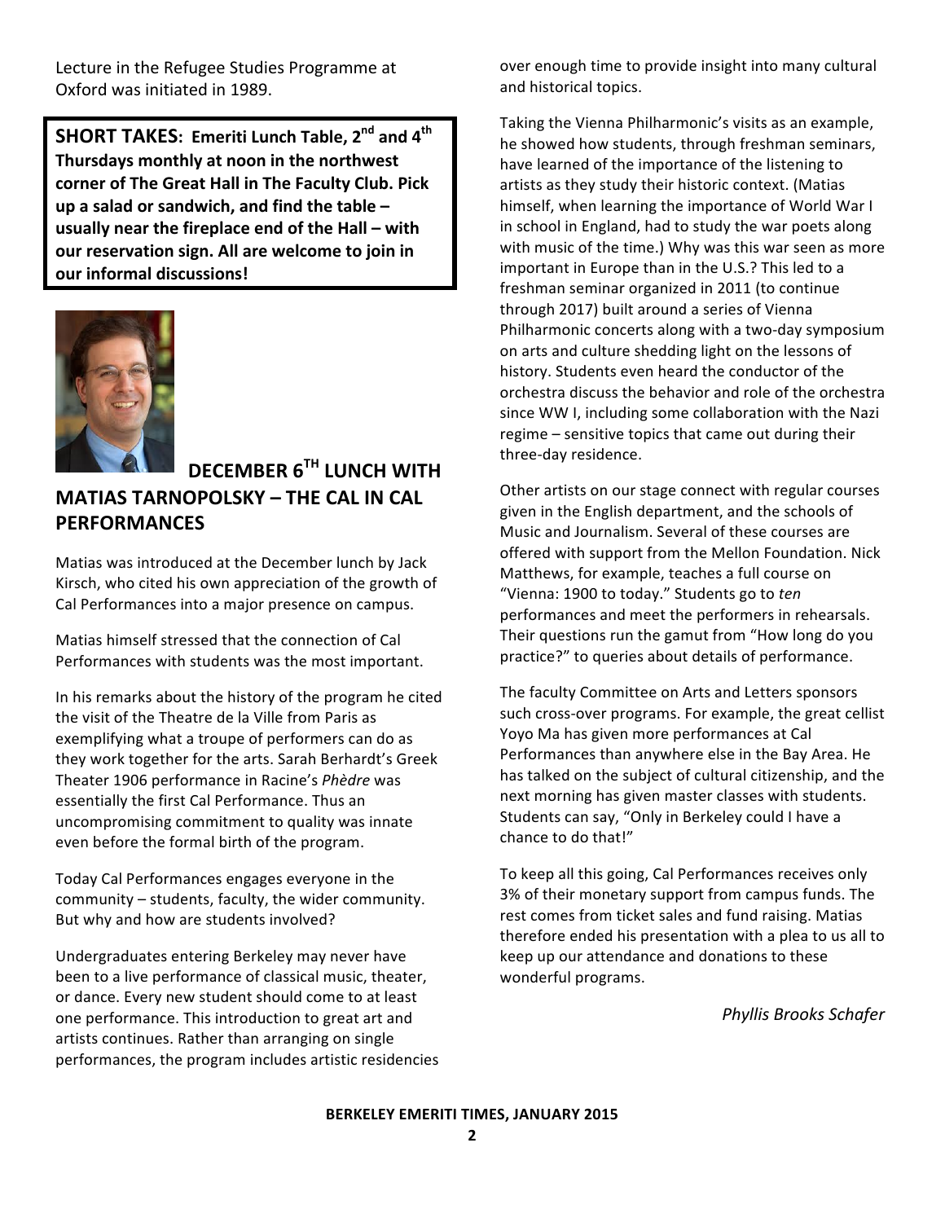Lecture in the Refugee Studies Programme at Oxford was initiated in 1989.

**SHORT TAKES: Emeriti Lunch Table, 2nd and 4th Thursdays monthly at noon in the northwest corner of The Great Hall in The Faculty Club. Pick up a salad or sandwich, and find the table – usually near the fireplace end of the Hall – with our reservation sign. All are welcome to join in our informal discussions!**

## DECEMBER 6TH LUNCH WITH MATIAS TARNOPOLSKY – THE CAL IN CAL PERFORMANCES

Matias was introduced at the December lunch by Jack Kirsch, who cited his own appreciation of the growth of Cal Performances into a major presence on campus.

Matias himself stressed that the connection of Cal Performances with students was the most important.

In his remarks about the history of the program he cited the visit of the Theatre de la Ville from Paris as exemplifying what a troupe of performers can do as they work together for the arts. Sarah Berhardt's Greek Theater 1906 performance in Racine's *Phèdre* was essentially the first Cal Performance. Thus an uncompromising commitment to quality was innate even before the formal birth of the program.

Today Cal Performances engages everyone in the community – students, faculty, the wider community. But why and how are students involved?

Undergraduates entering Berkeley may never have been to a live performance of classical music, theater, or dance. Every new student should come to at least one performance. This introduction to great art and artists continues. Rather than arranging on single performances, the program includes artistic residencies over enough time to provide insight into many cultural and historical topics.

Taking the Vienna Philharmonic's visits as an example, he showed how students, through freshman seminars, have learned of the importance of the listening to artists as they study their historic context. (Matias himself, when learning the importance of World War I in school in England, had to study the war poets along with music of the time.) Why was this war seen as more important in Europe than in the U.S.? This led to a freshman seminar organized in 2011 (to continue through 2017) built around a series of Vienna Philharmonic concerts along with a two-day symposium on arts and culture shedding light on the lessons of history. Students even heard the conductor of the orchestra discuss the behavior and role of the orchestra since WW I, including some collaboration with the Nazi regime – sensitive topics that came out during their three-day residence.

Other artists on our stage connect with regular courses given in the English department, and the schools of Music and Journalism. Several of these courses are offered with support from the Mellon Foundation. Nick Matthews, for example, teaches a full course on "Vienna: 1900 to today." Students go to *ten* performances and meet the performers in rehearsals. Their questions run the gamut from "How long do you practice?" to queries about details of performance.

The faculty Committee on Arts and Letters sponsors such cross-over programs. For example, the great cellist Yoyo Ma has given more performances at Cal Performances than anywhere else in the Bay Area. He has talked on the subject of cultural citizenship, and the next morning has given master classes with students. Students can say, "Only in Berkeley could I have a chance to do that!"

To keep all this going, Cal Performances receives only 3% of their monetary support from campus funds. The rest comes from ticket sales and fund raising. Matias therefore ended his presentation with a plea to us all to keep up our attendance and donations to these wonderful programs.

*Phyllis Brooks Schafer*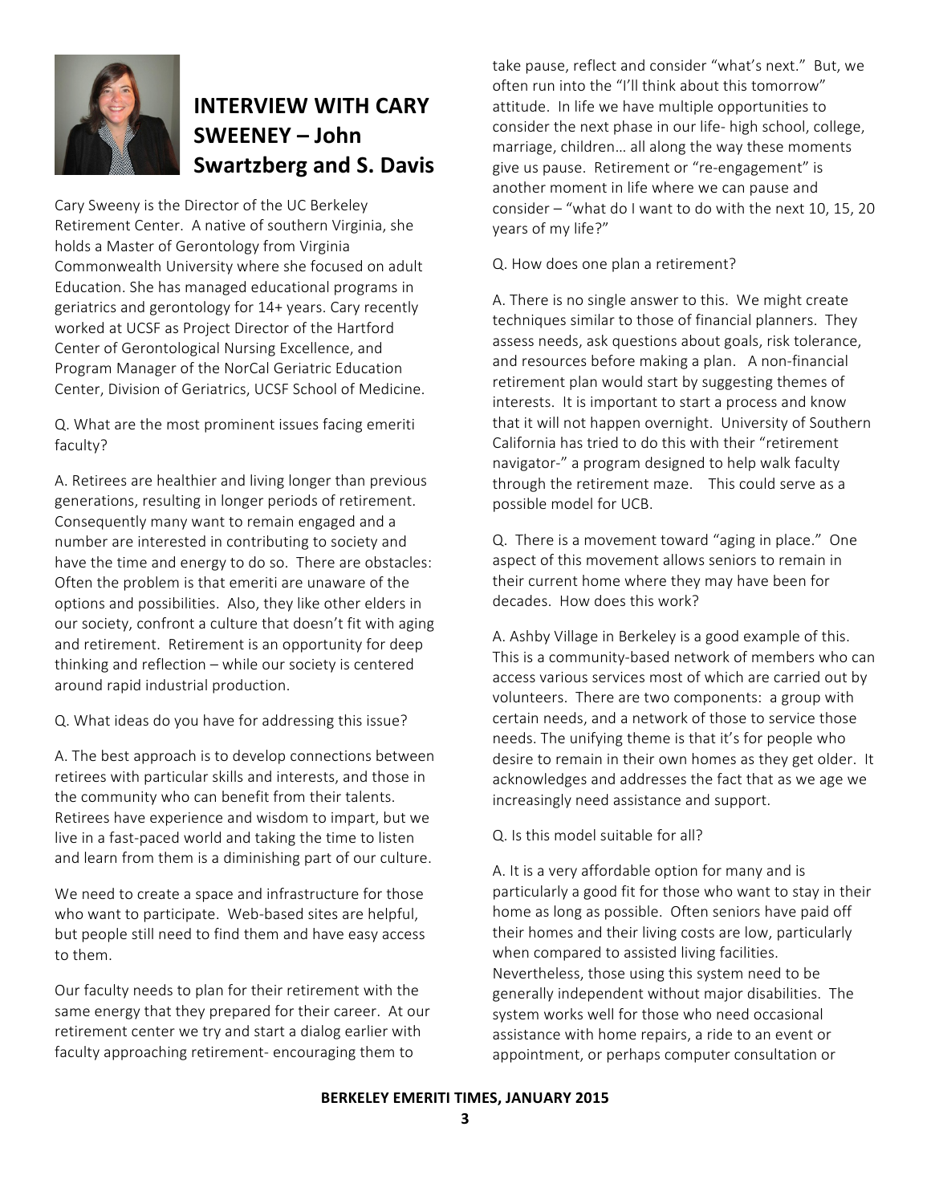## INTERVIEW WITH CARY SWEENEY – John Swartzberg and S. Davis

Cary Sweeny is the Director of the UC Berkeley Retirement Center. A native of southern Virginia, she holds a Master of Gerontology from Virginia Commonwealth University where she focused on adult Education. She has managed educational programs in geriatrics and gerontology for 14+ years. Cary recently worked at UCSF as Project Director of the Hartford Center of Gerontological Nursing Excellence, and Program Manager of the NorCal Geriatric Education Center, Division of Geriatrics, UCSF School of Medicine.

Q. What are the most prominent issues facing emeriti faculty?

A. Retirees are healthier and living longer than previous generations, resulting in longer periods of retirement. Consequently many want to remain engaged and a number are interested in contributing to society and have the time and energy to do so. There are obstacles: Often the problem is that emeriti are unaware of the options and possibilities. Also, they like other elders in our society, confront a culture that doesn't fit with aging and retirement. Retirement is an opportunity for deep thinking and reflection – while our society is centered around rapid industrial production.

Q. What ideas do you have for addressing this issue?

A. The best approach is to develop connections between retirees with particular skills and interests, and those in the community who can benefit from their talents. Retirees have experience and wisdom to impart, but we live in a fast-paced world and taking the time to listen and learn from them is a diminishing part of our culture.

We need to create a space and infrastructure for those who want to participate. Web-based sites are helpful, but people still need to find them and have easy access to them.

Our faculty needs to plan for their retirement with the same energy that they prepared for their career. At our retirement center we try and start a dialog earlier with faculty approaching retirement- encouraging them to take pause, reflect and consider "what's next." But, we often run into the "I'll think about this tomorrow" attitude. In life we have multiple opportunities to consider the next phase in our life- high school, college, marriage, children… all along the way these moments give us pause. Retirement or "re-engagement" is another moment in life where we can pause and consider – "what do I want to do with the next 10, 15, 20 years of my life?"

Q. How does one plan a retirement?

A. There is no single answer to this. We might create techniques similar to those of financial planners. They assess needs, ask questions about goals, risk tolerance, and resources before making a plan. A non-financial retirement plan would start by suggesting themes of interests. It is important to start a process and know that it will not happen overnight. University of Southern California has tried to do this with their "retirement navigator-" a program designed to help walk faculty through the retirement maze. This could serve as a possible model for UCB.

Q. There is a movement toward "aging in place." One aspect of this movement allows seniors to remain in their current home where they may have been for decades. How does this work?

A. Ashby Village in Berkeley is a good example of this. This is a community-based network of members who can access various services most of which are carried out by volunteers. There are two components: a group with certain needs, and a network of those to service those needs. The unifying theme is that it's for people who desire to remain in their own homes as they get older. It acknowledges and addresses the fact that as we age we increasingly need assistance and support.

Q. Is this model suitable for all?

A. It is a very affordable option for many and is particularly a good fit for those who want to stay in their home as long as possible. Often seniors have paid off their homes and their living costs are low, particularly when compared to assisted living facilities. Nevertheless, those using this system need to be generally independent without major disabilities. The system works well for those who need occasional assistance with home repairs, a ride to an event or appointment, or perhaps computer consultation or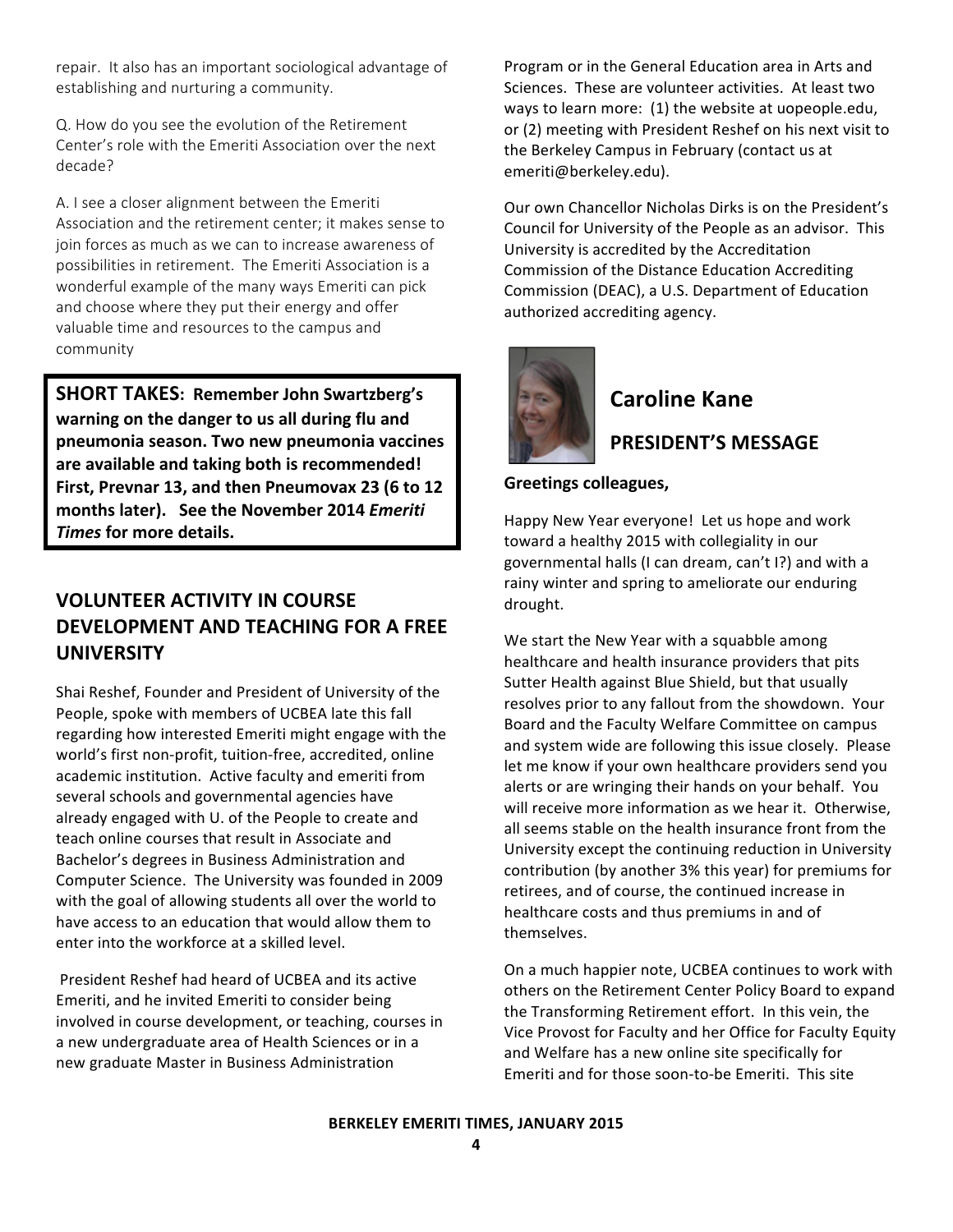repair. It also has an important sociological advantage of establishing and nurturing a community.

Q. How do you see the evolution of the Retirement Center's role with the Emeriti Association over the next decade?

A. I see a closer alignment between the Emeriti Association and the retirement center; it makes sense to join forces as much as we can to increase awareness of possibilities in retirement. The Emeriti Association is a wonderful example of the many ways Emeriti can pick and choose where they put their energy and offer valuable time and resources to the campus and community

**SHORT TAKES: Remember John Swartzberg's warning on the danger to us all during flu and pneumonia season. Two new pneumonia vaccines are available and taking both is recommended! First, Prevnar 13, and then Pneumovax 23 (6 to 12 months later). See the November 2014 *Emeriti Times* for more details.**

## VOLUNTEER ACTIVITY IN COURSE DEVELOPMENT AND TEACHING FOR A FREE UNIVERSITY

Shai Reshef, Founder and President of University of the People, spoke with members of UCBEA late this fall regarding how interested Emeriti might engage with the world's first non-profit, tuition-free, accredited, online academic institution. Active faculty and emeriti from several schools and governmental agencies have already engaged with U. of the People to create and teach online courses that result in Associate and Bachelor's degrees in Business Administration and Computer Science. The University was founded in 2009 with the goal of allowing students all over the world to have access to an education that would allow them to enter into the workforce at a skilled level.

President Reshef had heard of UCBEA and its active Emeriti, and he invited Emeriti to consider being involved in course development, or teaching, courses in a new undergraduate area of Health Sciences or in a new graduate Master in Business Administration Program or in the General Education area in Arts and Sciences. These are volunteer activities. At least two ways to learn more: (1) the website at uopeople.edu, or (2) meeting with President Reshef on his next visit to the Berkeley Campus in February (contact us at emeriti@berkeley.edu).

Our own Chancellor Nicholas Dirks is on the President's Council for University of the People as an advisor. This University is accredited by the Accreditation Commission of the Distance Education Accrediting Commission (DEAC), a U.S. Department of Education authorized accrediting agency.

## Caroline Kane

## PRESIDENT'S MESSAGE

**Greetings colleagues,**

Happy New Year everyone! Let us hope and work toward a healthy 2015 with collegiality in our governmental halls (I can dream, can't I?) and with a rainy winter and spring to ameliorate our enduring drought.

We start the New Year with a squabble among healthcare and health insurance providers that pits Sutter Health against Blue Shield, but that usually resolves prior to any fallout from the showdown. Your Board and the Faculty Welfare Committee on campus and system wide are following this issue closely. Please let me know if your own healthcare providers send you alerts or are wringing their hands on your behalf. You will receive more information as we hear it. Otherwise, all seems stable on the health insurance front from the University except the continuing reduction in University contribution (by another 3% this year) for premiums for retirees, and of course, the continued increase in healthcare costs and thus premiums in and of themselves.

On a much happier note, UCBEA continues to work with others on the Retirement Center Policy Board to expand the Transforming Retirement effort. In this vein, the Vice Provost for Faculty and her Office for Faculty Equity and Welfare has a new online site specifically for Emeriti and for those soon-to-be Emeriti. This site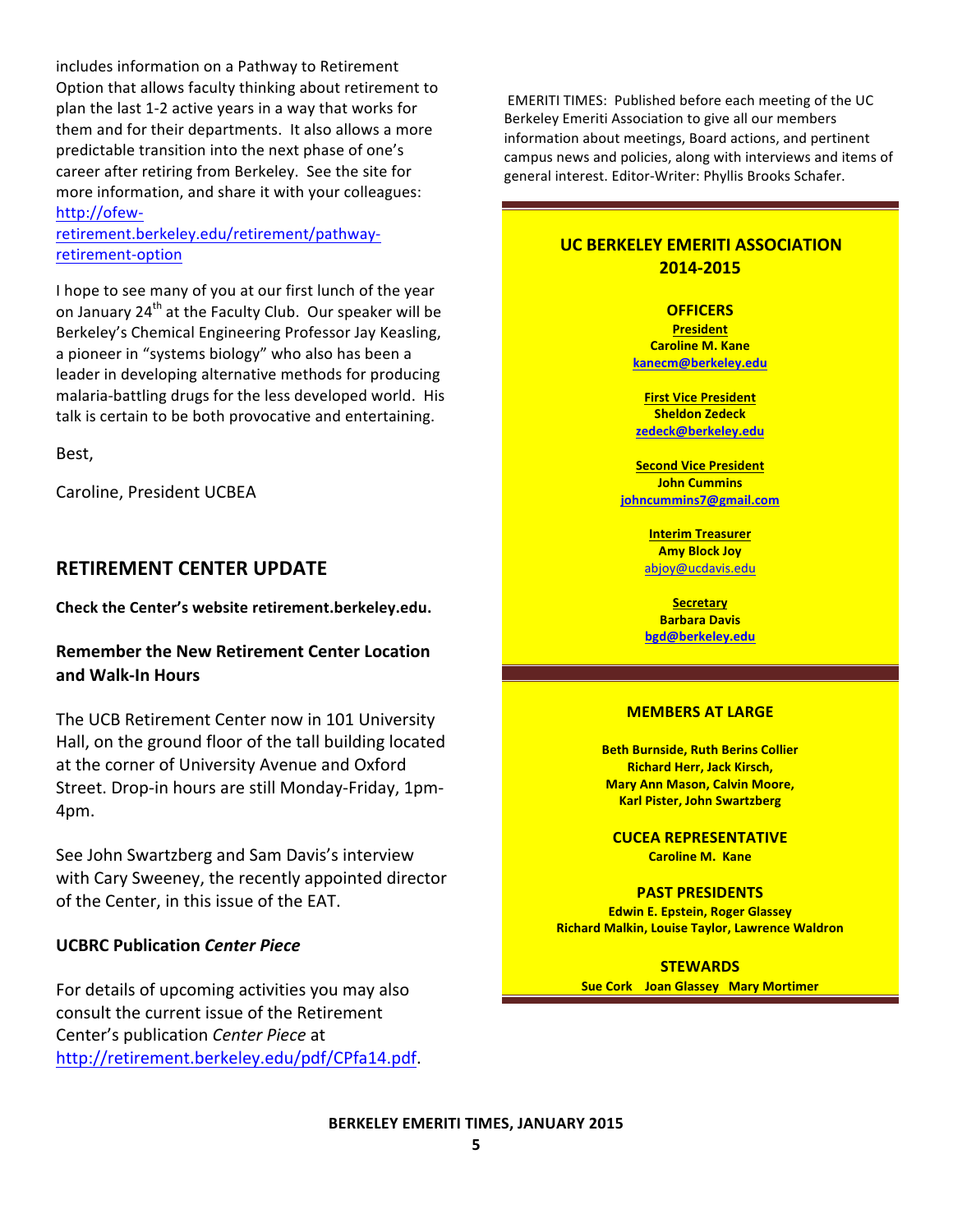includes information on a Pathway to Retirement Option that allows faculty thinking about retirement to plan the last 1-2 active years in a way that works for them and for their departments. It also allows a more predictable transition into the next phase of one's career after retiring from Berkeley. See the site for more information, and share it with your colleagues: http://ofew-retirement.berkeley.edu/retirement/pathway-retirement-option

I hope to see many of you at our first lunch of the year on January 24th at the Faculty Club. Our speaker will be Berkeley's Chemical Engineering Professor Jay Keasling, a pioneer in "systems biology" who also has been a leader in developing alternative methods for producing malaria-battling drugs for the less developed world. His talk is certain to be both provocative and entertaining.

Best,

Caroline, President UCBEA

## RETIREMENT CENTER UPDATE

**Check the Center's website retirement.berkeley.edu.**

### Remember the New Retirement Center Location and Walk-In Hours

The UCB Retirement Center now in 101 University Hall, on the ground floor of the tall building located at the corner of University Avenue and Oxford Street. Drop-in hours are still Monday-Friday, 1pm-4pm.

See John Swartzberg and Sam Davis's interview with Cary Sweeney, the recently appointed director of the Center, in this issue of the EAT.

### UCBRC Publication *Center Piece*

For details of upcoming activities you may also consult the current issue of the Retirement Center's publication *Center Piece* at http://retirement.berkeley.edu/pdf/CPfa14.pdf.

EMERITI TIMES: Published before each meeting of the UC Berkeley Emeriti Association to give all our members information about meetings, Board actions, and pertinent campus news and policies, along with interviews and items of general interest. Editor-Writer: Phyllis Brooks Schafer.

## UC BERKELEY EMERITI ASSOCIATION 2014-2015

### OFFICERS

**President**
**Caroline M. Kane**
kanecm@berkeley.edu

**First Vice President**
**Sheldon Zedeck**
zedeck@berkeley.edu

**Second Vice President**
**John Cummins**
johncummins7@gmail.com

**Interim Treasurer**
**Amy Block Joy**
abjoy@ucdavis.edu

**Secretary**
**Barbara Davis**
bgd@berkeley.edu

### MEMBERS AT LARGE

**Beth Burnside, Ruth Berins Collier, Richard Herr, Jack Kirsch, Mary Ann Mason, Calvin Moore, Karl Pister, John Swartzberg**

### CUCEA REPRESENTATIVE

**Caroline M. Kane**

### PAST PRESIDENTS

**Edwin E. Epstein, Roger Glassey, Richard Malkin, Louise Taylor, Lawrence Waldron**

### STEWARDS

**Sue Cork Joan Glassey Mary Mortimer**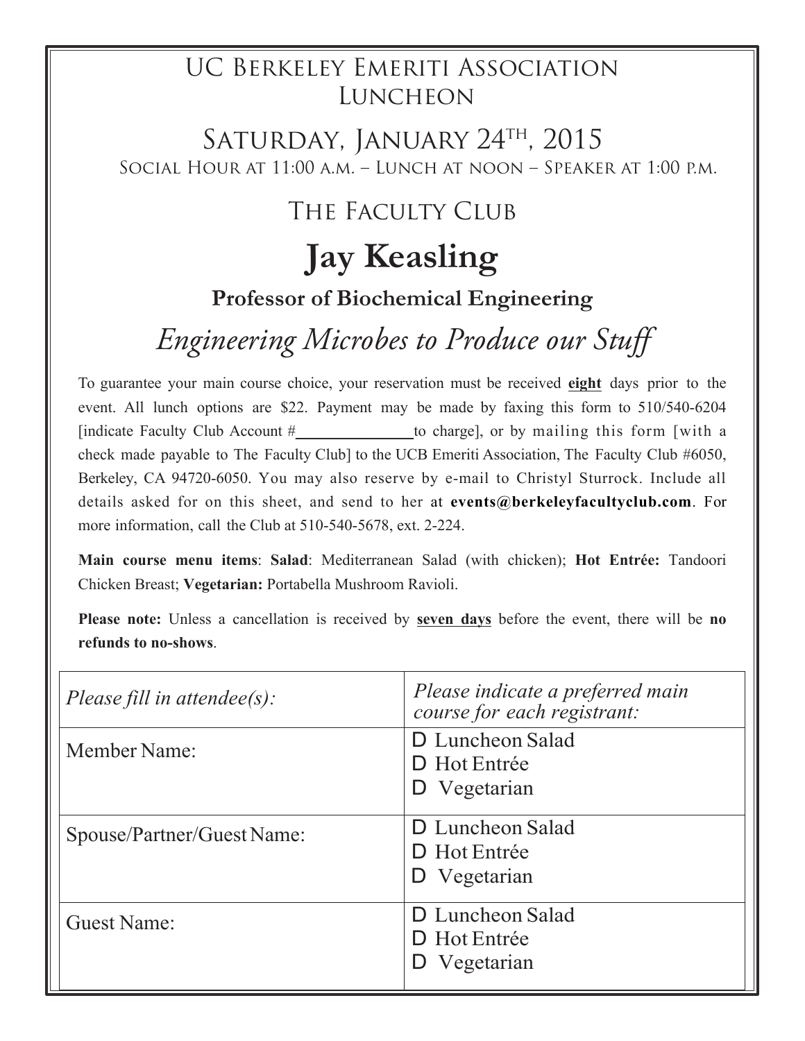# UC Berkeley Emeriti Association Luncheon

## Saturday, January 24th, 2015

Social Hour at 11:00 a.m. – Lunch at noon – Speaker at 1:00 p.m.

## The Faculty Club

# Jay Keasling

**Professor of Biochemical Engineering**

## *Engineering Microbes to Produce our Stuff*

To guarantee your main course choice, your reservation must be received **eight** days prior to the event. All lunch options are $22. Payment may be made by faxing this form to 510/540-6204 [indicate Faculty Club Account #\_\_\_\_\_\_\_\_\_\_\_\_\_\_to charge], or by mailing this form [with a check made payable to The Faculty Club] to the UCB Emeriti Association, The Faculty Club #6050, Berkeley, CA 94720-6050. You may also reserve by e-mail to Christyl Sturrock. Include all details asked for on this sheet, and send to her at **events@berkeleyfacultyclub.com**. For more information, call the Club at 510-540-5678, ext. 2-224.

**Main course menu items**: **Salad**: Mediterranean Salad (with chicken); **Hot Entrée:** Tandoori Chicken Breast; **Vegetarian:** Portabella Mushroom Ravioli.

**Please note:** Unless a cancellation is received by **seven days** before the event, there will be **no refunds to no-shows**.

| *Please fill in attendee(s):* | *Please indicate a preferred main course for each registrant:* |
|---|---|
| Member Name: | ☐ Luncheon Salad<br>☐ Hot Entrée<br>☐ Vegetarian |
| Spouse/Partner/Guest Name: | ☐ Luncheon Salad<br>☐ Hot Entrée<br>☐ Vegetarian |
| Guest Name: | ☐ Luncheon Salad<br>☐ Hot Entrée<br>☐ Vegetarian |